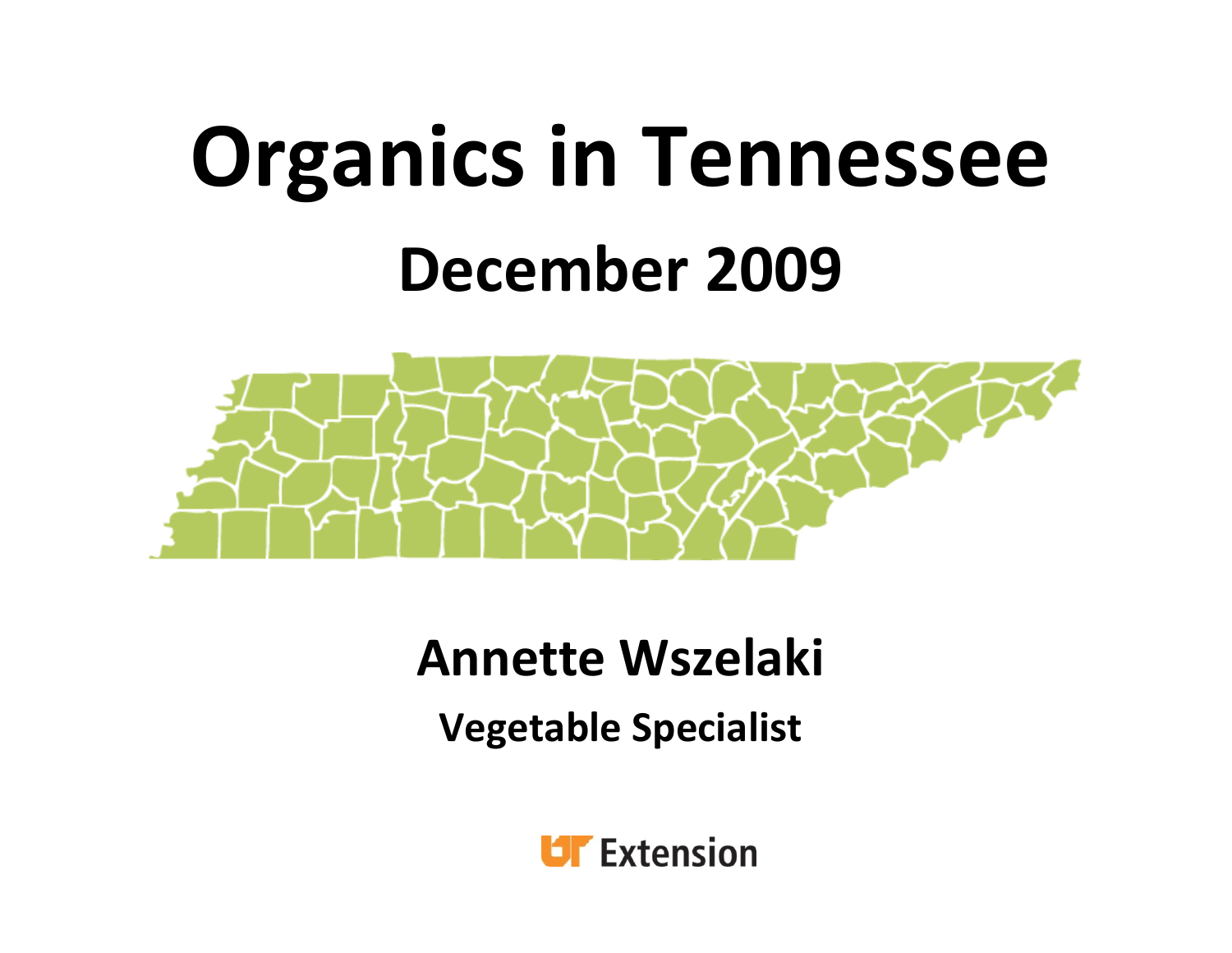# Organics in Tennessee

## December 2009

**Annette Wszelaki**

**Vegetable Specialist**

UT Extension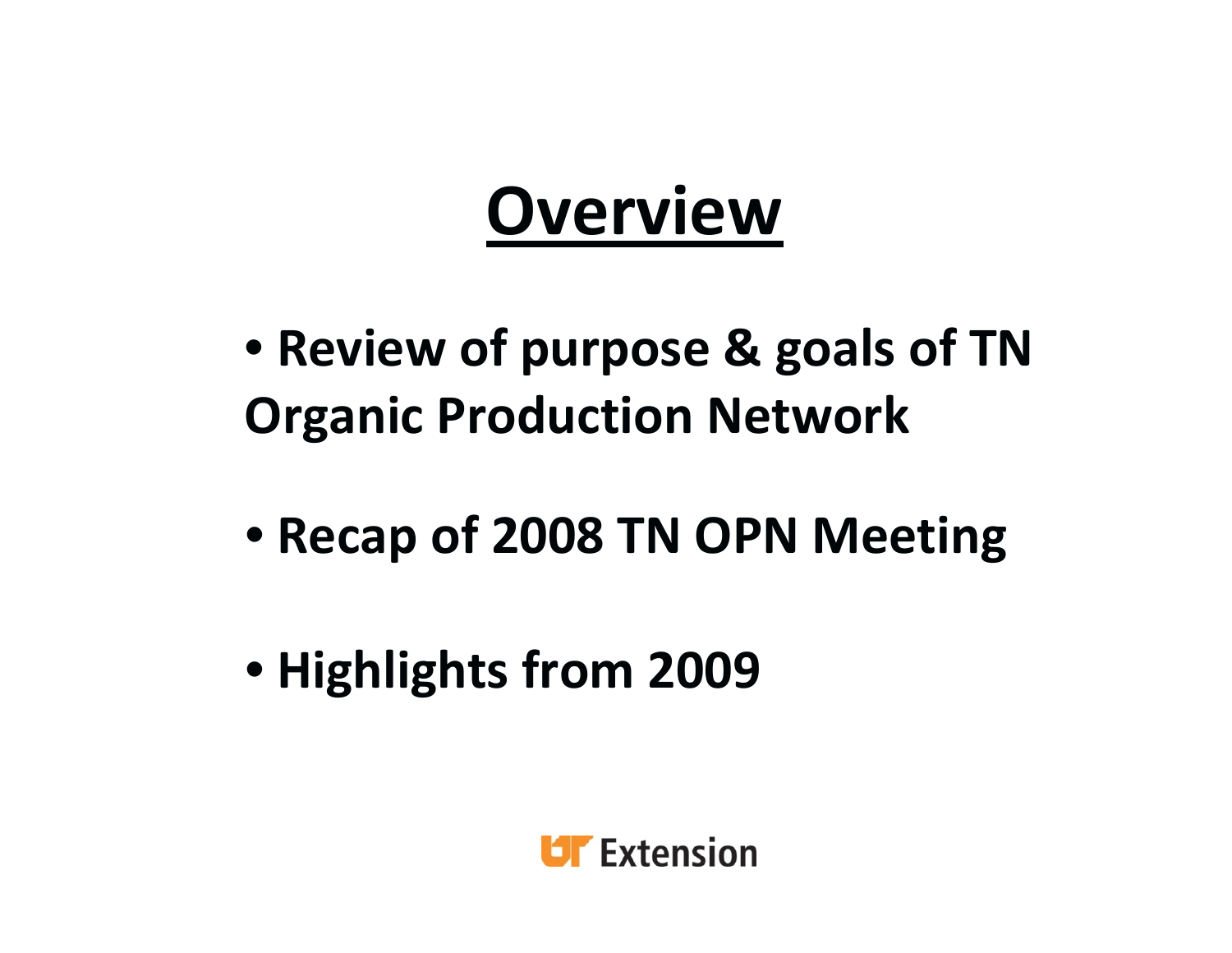# Overview

- Review of purpose & goals of TN Organic Production Network
- Recap of 2008 TN OPN Meeting
- Highlights from 2009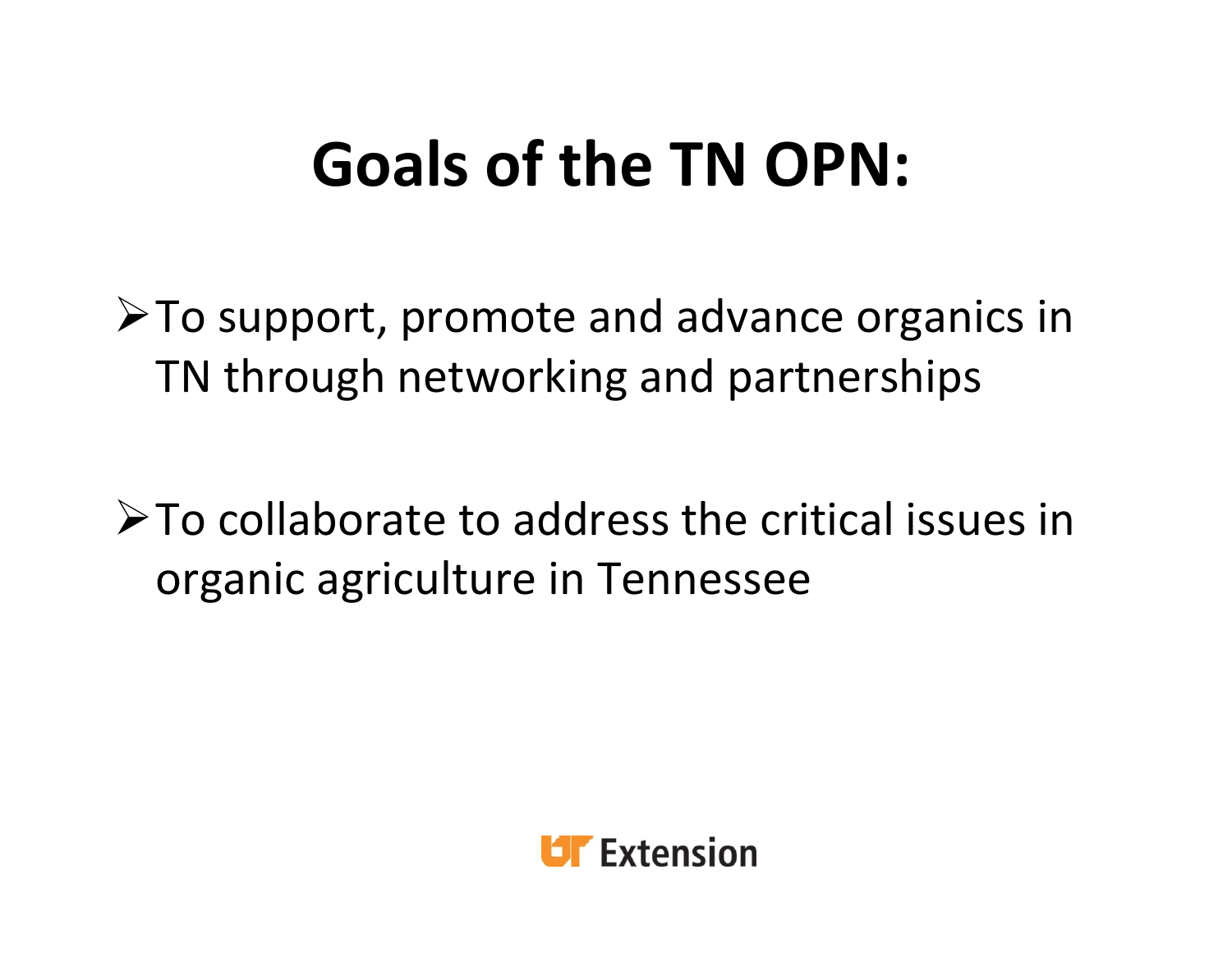# Goals of the TN OPN:

- To support, promote and advance organics in TN through networking and partnerships
- To collaborate to address the critical issues in organic agriculture in Tennessee

UT Extension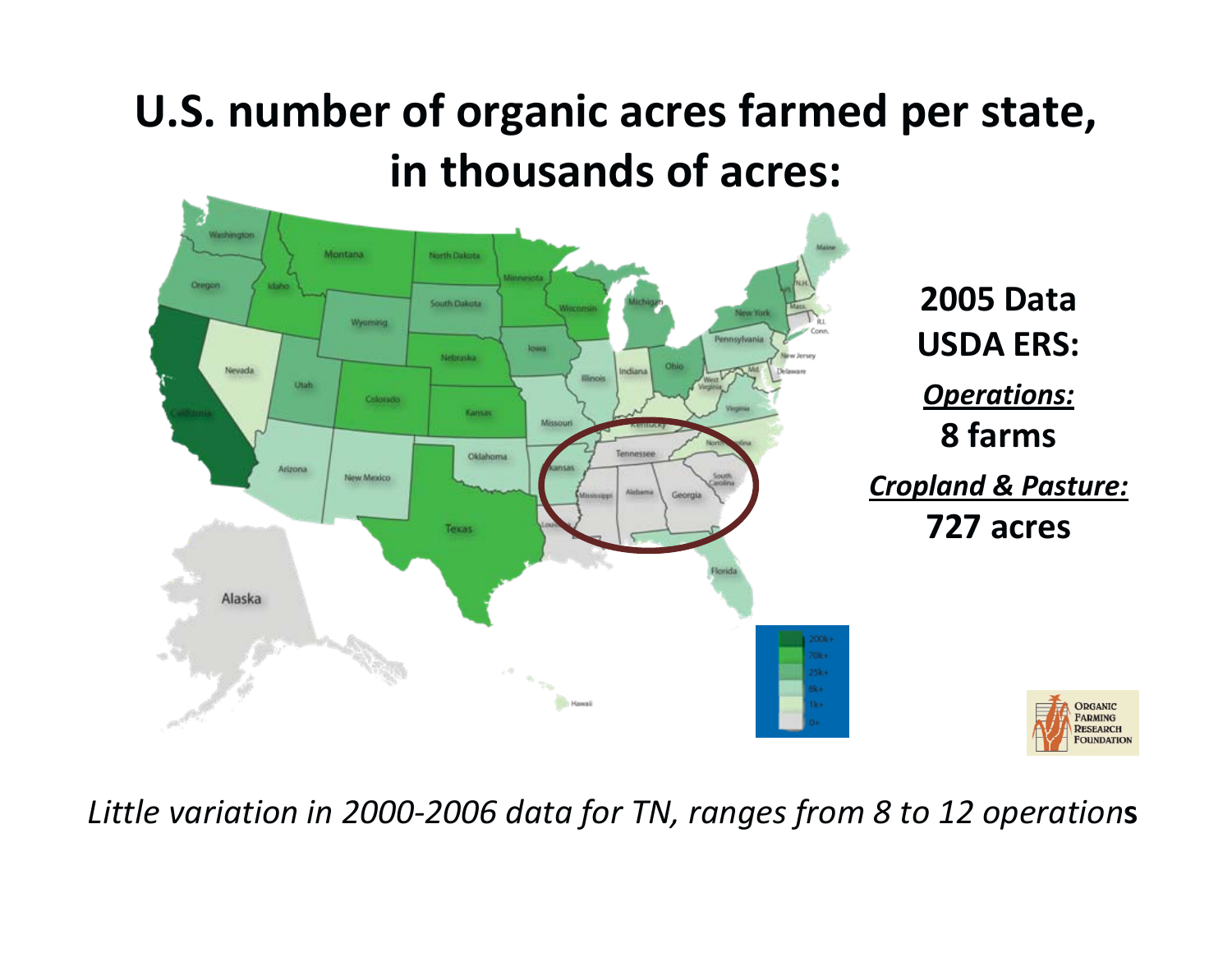# U.S. number of organic acres farmed per state, in thousands of acres:

**2005 Data USDA ERS:**

***Operations:***

**8 farms**

***Cropland & Pasture:***

**727 acres**

*Little variation in 2000-2006 data for TN, ranges from 8 to 12 operations*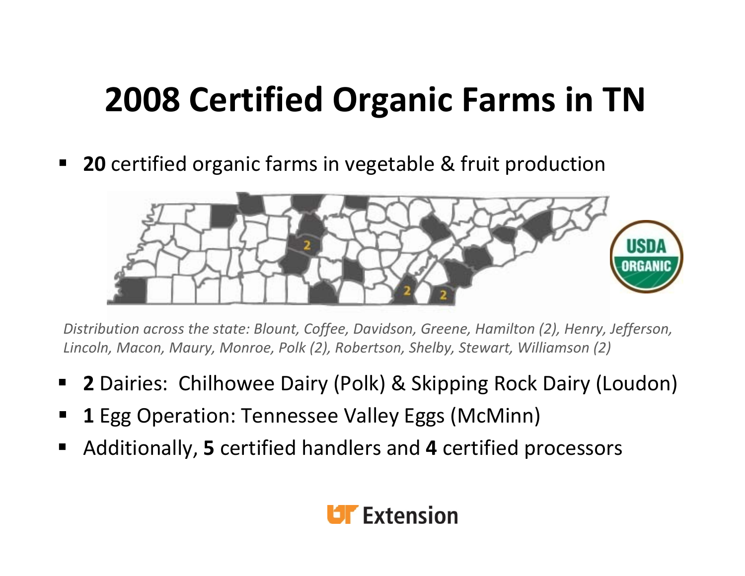# 2008 Certified Organic Farms in TN

- **20** certified organic farms in vegetable & fruit production

*Distribution across the state: Blount, Coffee, Davidson, Greene, Hamilton (2), Henry, Jefferson, Lincoln, Macon, Maury, Monroe, Polk (2), Robertson, Shelby, Stewart, Williamson (2)*

- **2** Dairies: Chilhowee Dairy (Polk) & Skipping Rock Dairy (Loudon)
- **1** Egg Operation: Tennessee Valley Eggs (McMinn)
- Additionally, **5** certified handlers and **4** certified processors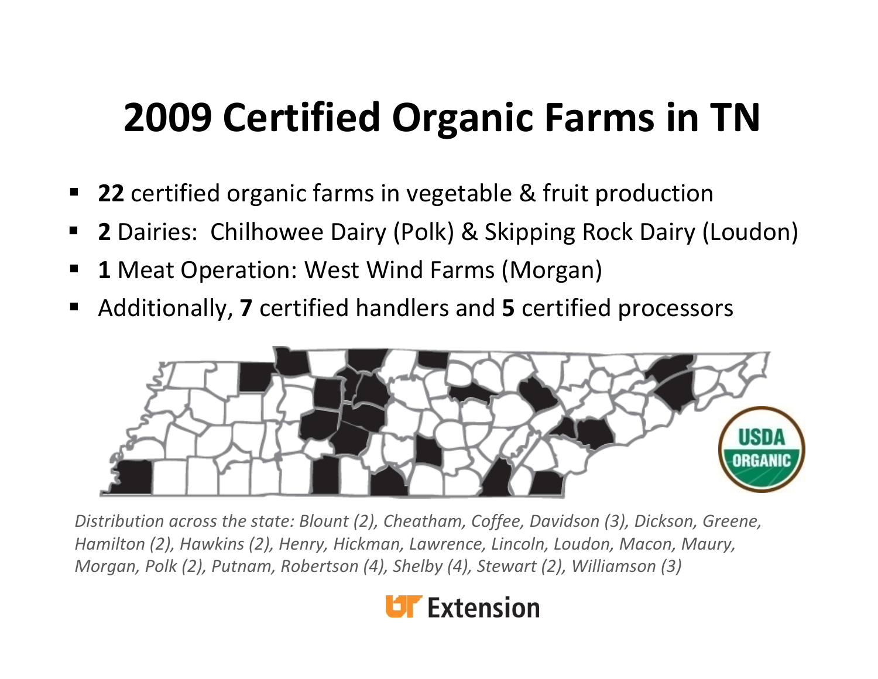# 2009 Certified Organic Farms in TN

- **22** certified organic farms in vegetable & fruit production
- **2** Dairies: Chilhowee Dairy (Polk) & Skipping Rock Dairy (Loudon)
- **1** Meat Operation: West Wind Farms (Morgan)
- Additionally, **7** certified handlers and **5** certified processors

*Distribution across the state: Blount (2), Cheatham, Coffee, Davidson (3), Dickson, Greene, Hamilton (2), Hawkins (2), Henry, Hickman, Lawrence, Lincoln, Loudon, Macon, Maury, Morgan, Polk (2), Putnam, Robertson (4), Shelby (4), Stewart (2), Williamson (3)*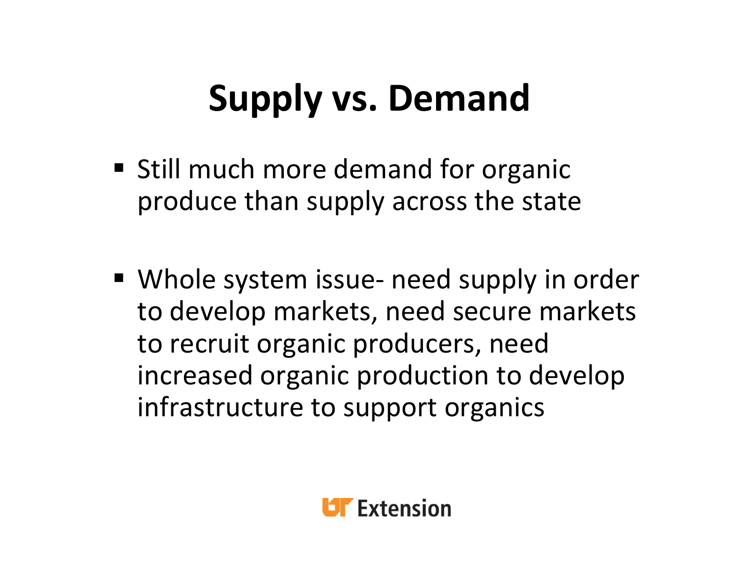# Supply vs. Demand

- Still much more demand for organic produce than supply across the state
- Whole system issue- need supply in order to develop markets, need secure markets to recruit organic producers, need increased organic production to develop infrastructure to support organics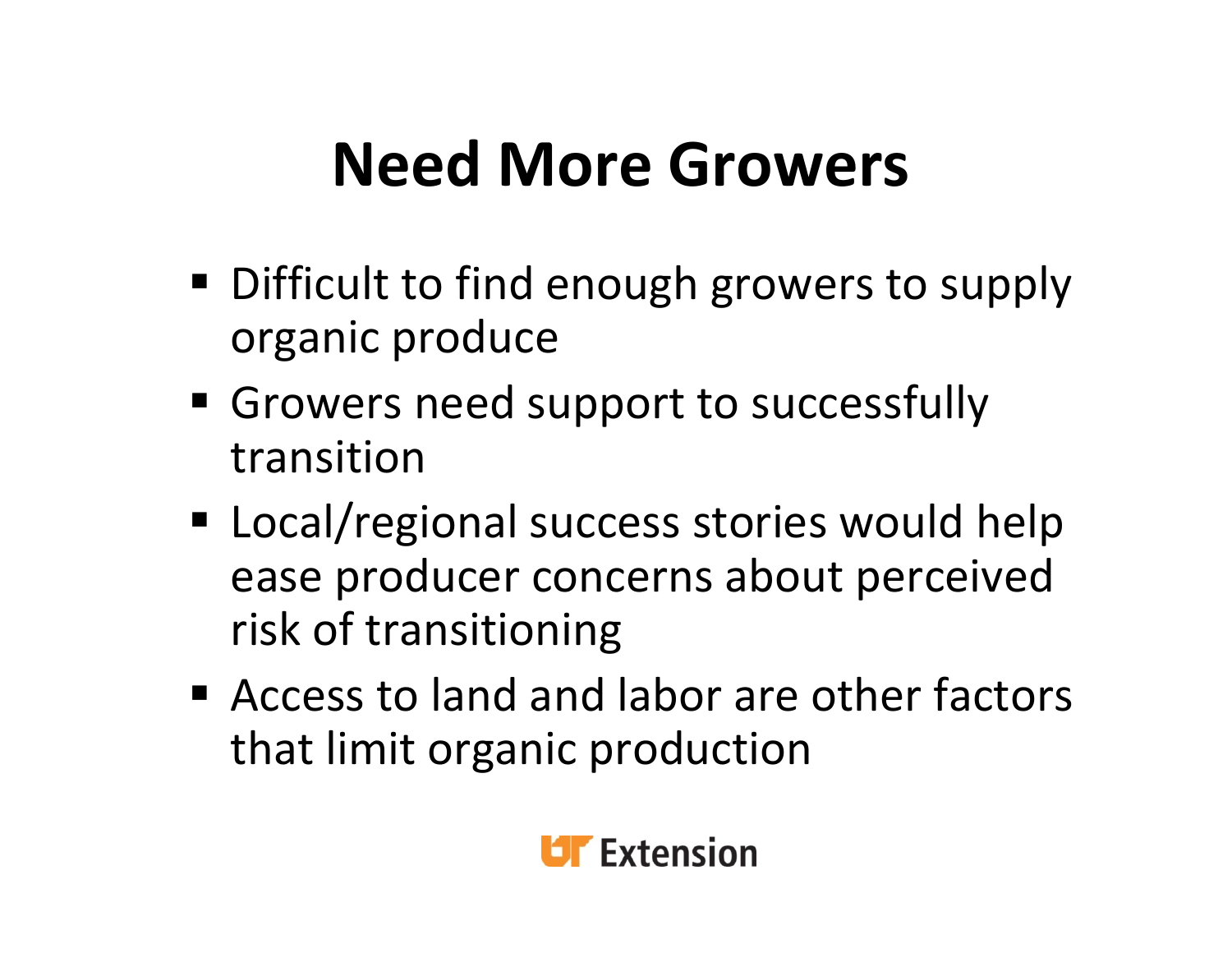# Need More Growers

- Difficult to find enough growers to supply organic produce
- Growers need support to successfully transition
- Local/regional success stories would help ease producer concerns about perceived risk of transitioning
- Access to land and labor are other factors that limit organic production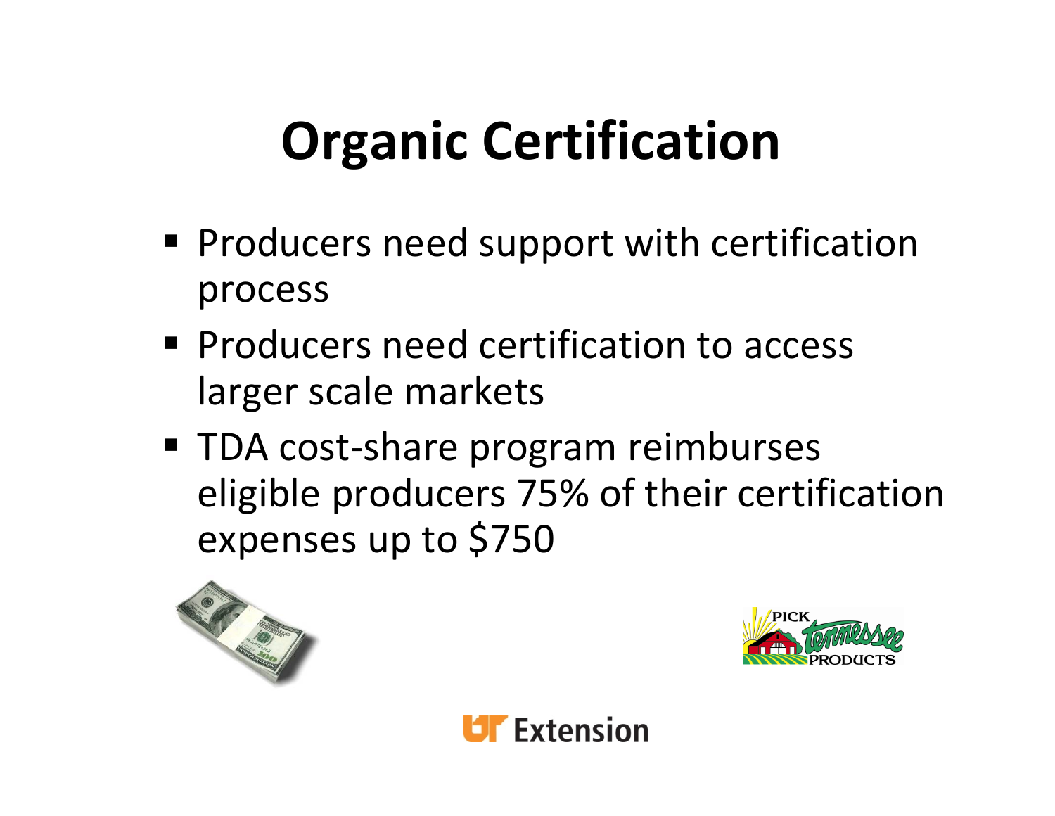# Organic Certification

- Producers need support with certification process
- Producers need certification to access larger scale markets
- TDA cost-share program reimburses eligible producers 75% of their certification expenses up to $750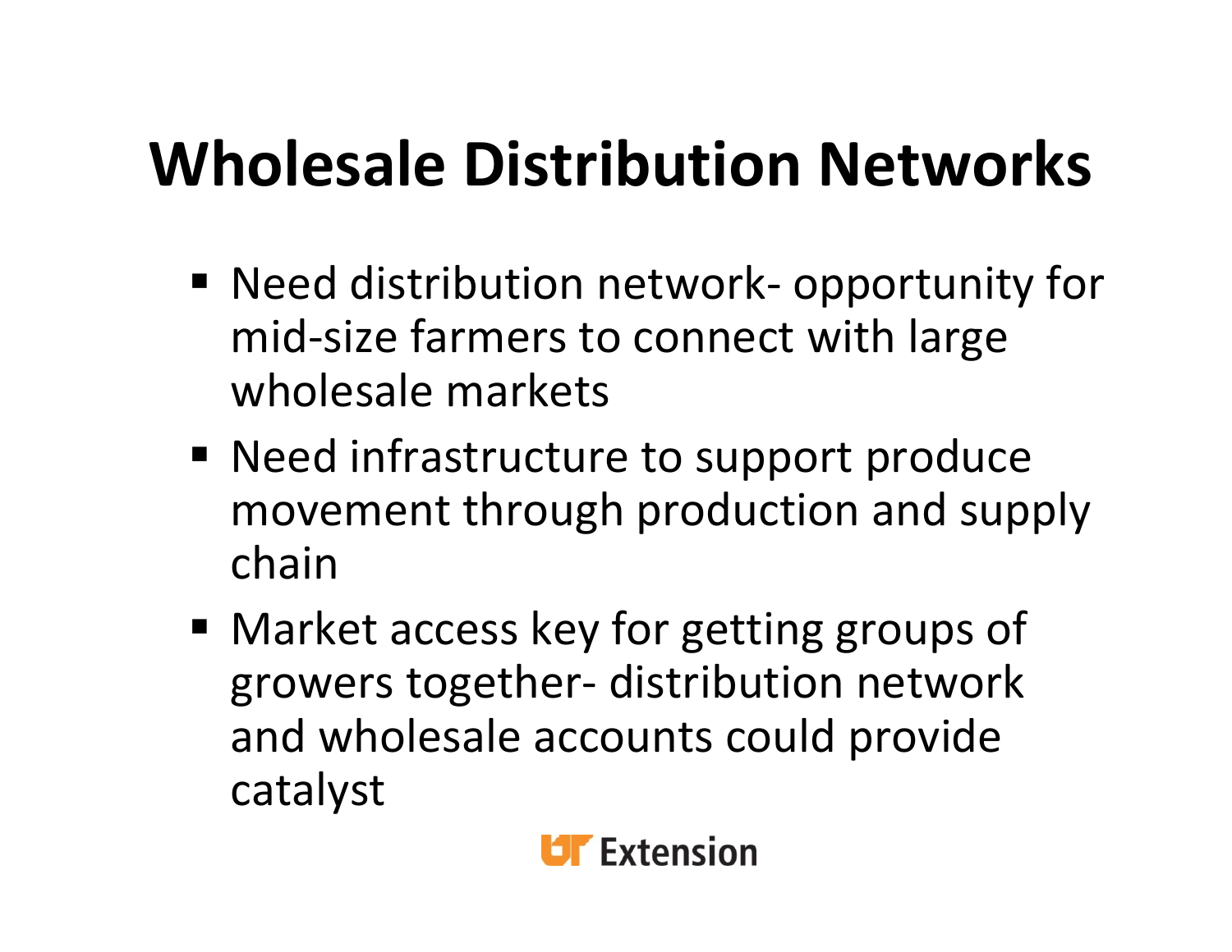# Wholesale Distribution Networks

- Need distribution network- opportunity for mid-size farmers to connect with large wholesale markets
- Need infrastructure to support produce movement through production and supply chain
- Market access key for getting groups of growers together- distribution network and wholesale accounts could provide catalyst

UT Extension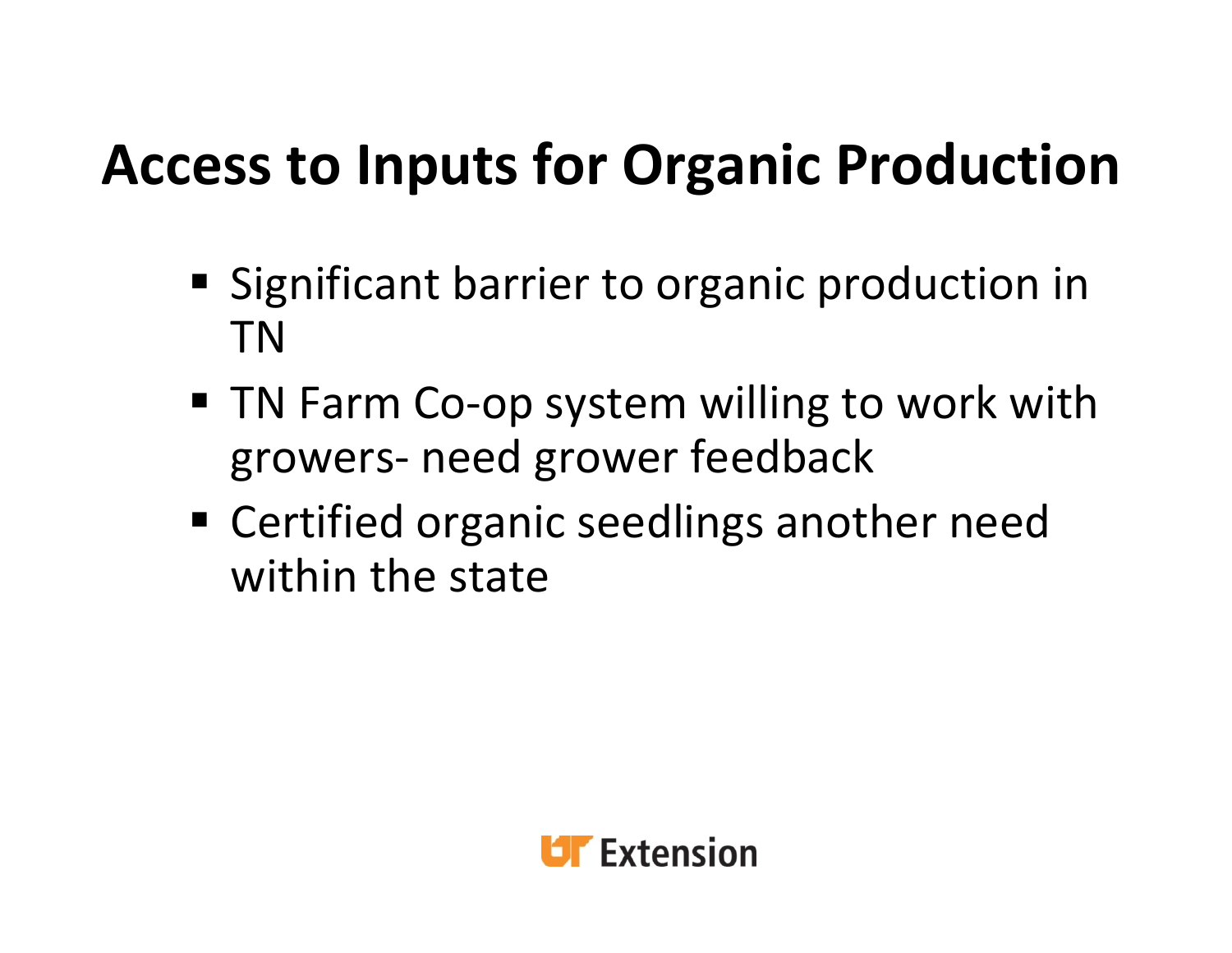# Access to Inputs for Organic Production

- Significant barrier to organic production in TN
- TN Farm Co-op system willing to work with growers- need grower feedback
- Certified organic seedlings another need within the state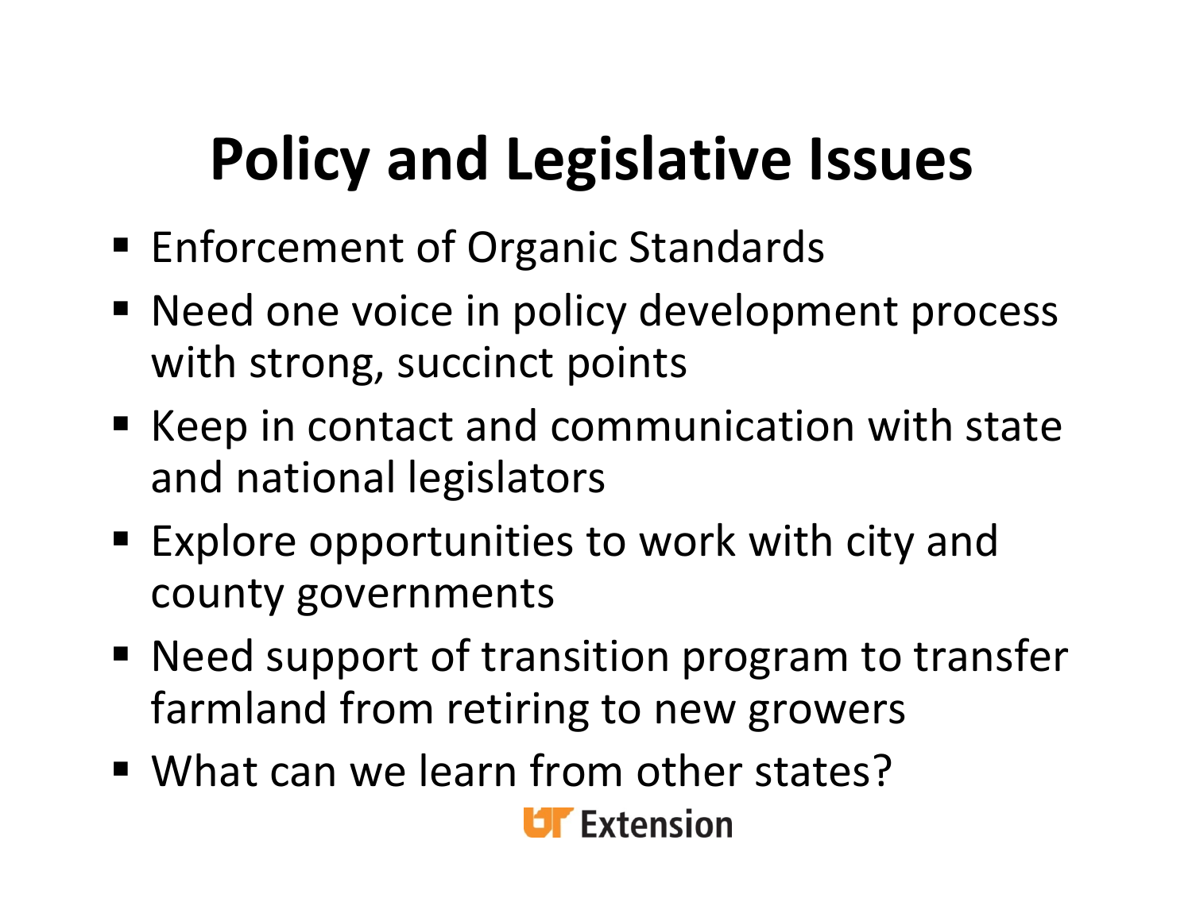# Policy and Legislative Issues

- Enforcement of Organic Standards
- Need one voice in policy development process with strong, succinct points
- Keep in contact and communication with state and national legislators
- Explore opportunities to work with city and county governments
- Need support of transition program to transfer farmland from retiring to new growers
- What can we learn from other states?

UT Extension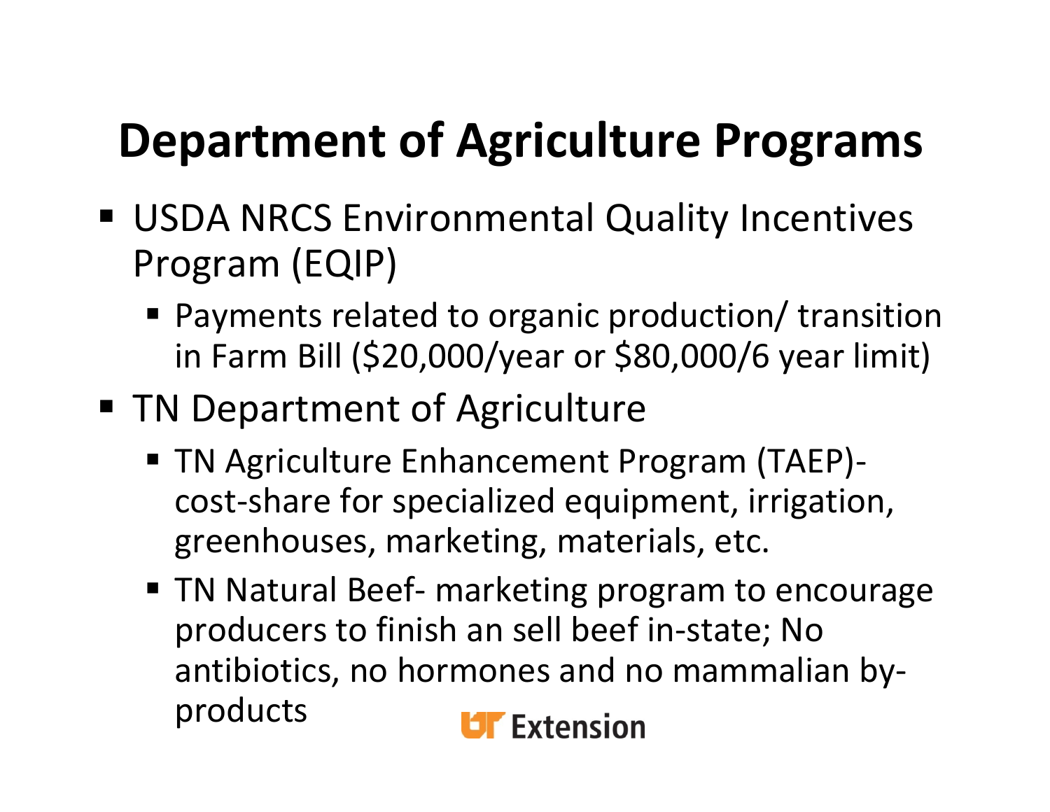# Department of Agriculture Programs

- USDA NRCS Environmental Quality Incentives Program (EQIP)
  - Payments related to organic production/ transition in Farm Bill ($20,000/year or $80,000/6 year limit)
- TN Department of Agriculture
  - TN Agriculture Enhancement Program (TAEP)- cost-share for specialized equipment, irrigation, greenhouses, marketing, materials, etc.
  - TN Natural Beef- marketing program to encourage producers to finish an sell beef in-state; No antibiotics, no hormones and no mammalian by-products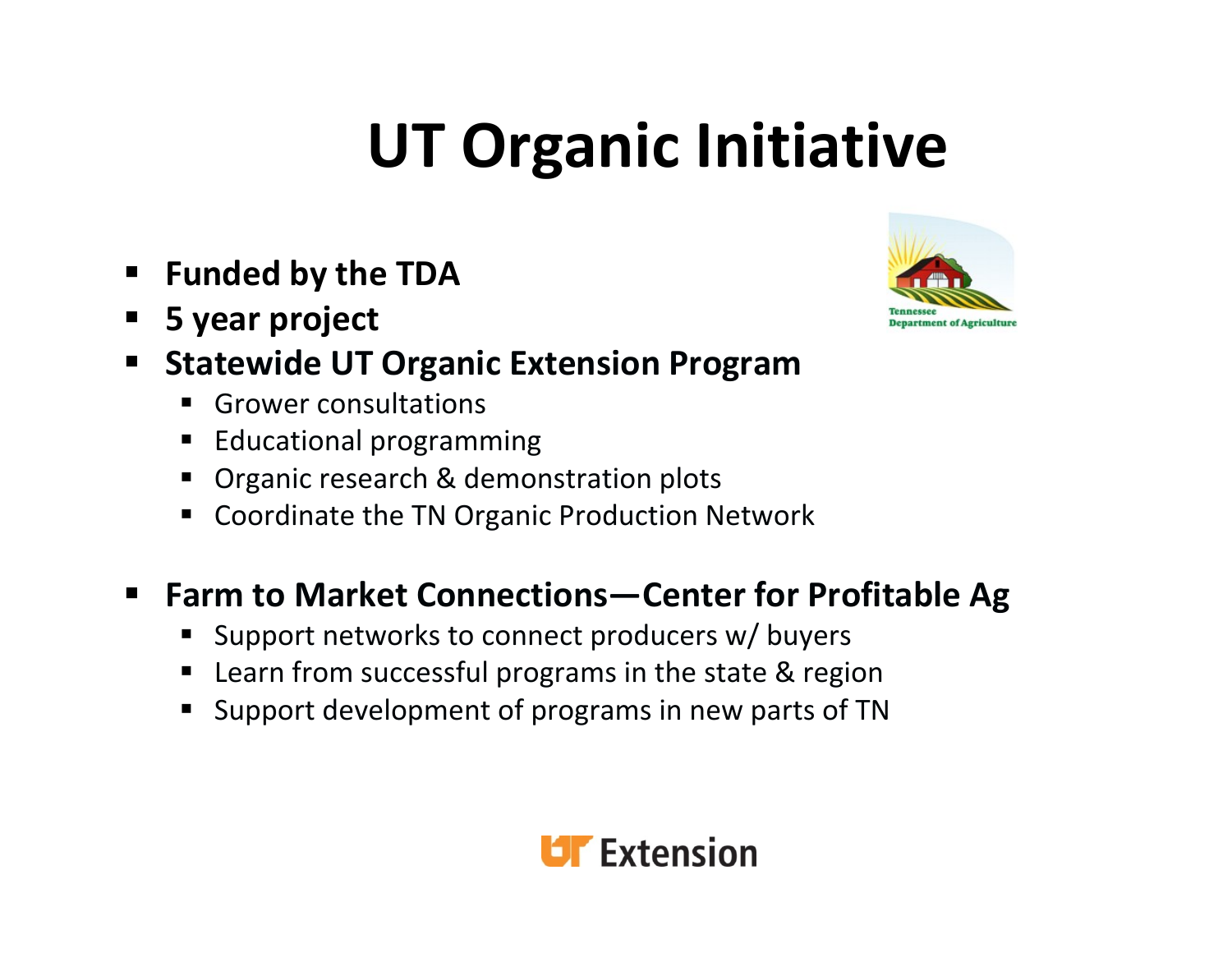# UT Organic Initiative

- **Funded by the TDA**
- **5 year project**
- **Statewide UT Organic Extension Program**
  - Grower consultations
  - Educational programming
  - Organic research & demonstration plots
  - Coordinate the TN Organic Production Network
- **Farm to Market Connections—Center for Profitable Ag**
  - Support networks to connect producers w/ buyers
  - Learn from successful programs in the state & region
  - Support development of programs in new parts of TN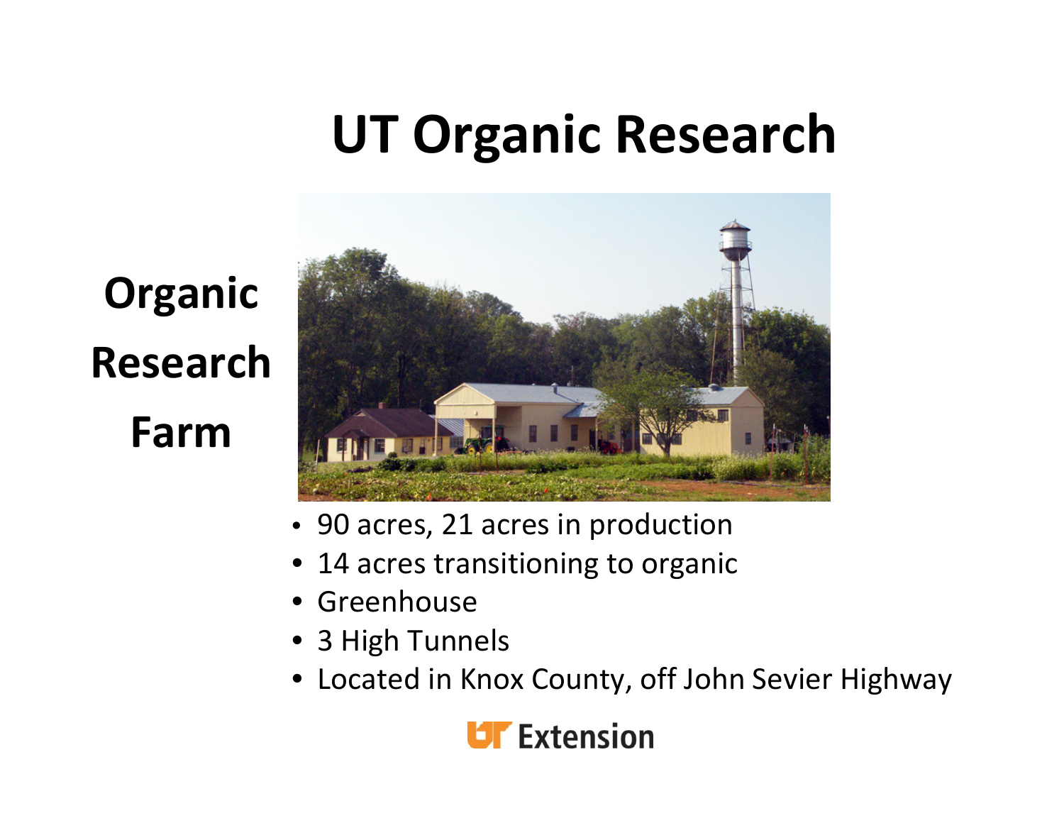# UT Organic Research

## Organic Research Farm

- 90 acres, 21 acres in production
- 14 acres transitioning to organic
- Greenhouse
- 3 High Tunnels
- Located in Knox County, off John Sevier Highway

UT Extension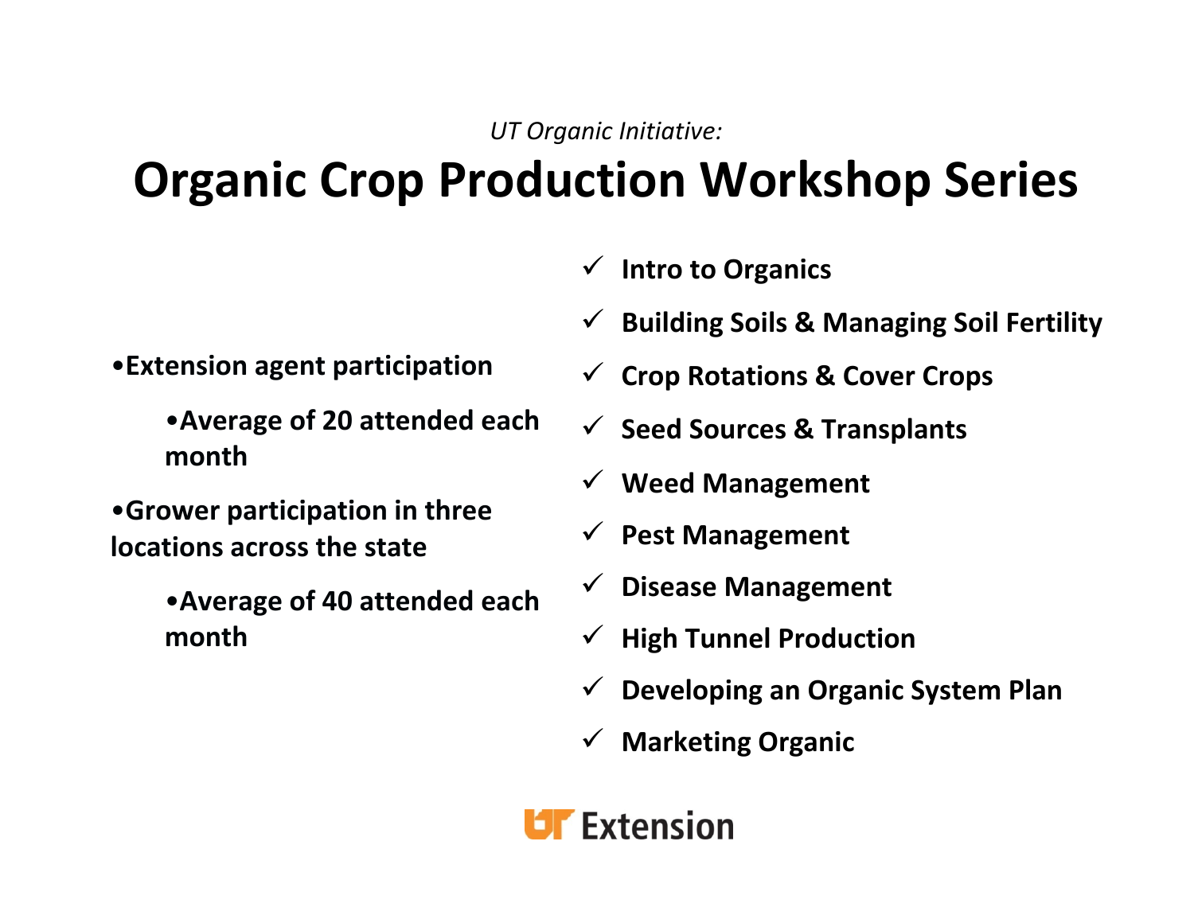*UT Organic Initiative:*

# Organic Crop Production Workshop Series

- **Extension agent participation**
  - **Average of 20 attended each month**
- **Grower participation in three locations across the state**
  - **Average of 40 attended each month**

- ✓ **Intro to Organics**
- ✓ **Building Soils & Managing Soil Fertility**
- ✓ **Crop Rotations & Cover Crops**
- ✓ **Seed Sources & Transplants**
- ✓ **Weed Management**
- ✓ **Pest Management**
- ✓ **Disease Management**
- ✓ **High Tunnel Production**
- ✓ **Developing an Organic System Plan**
- ✓ **Marketing Organic**

UT Extension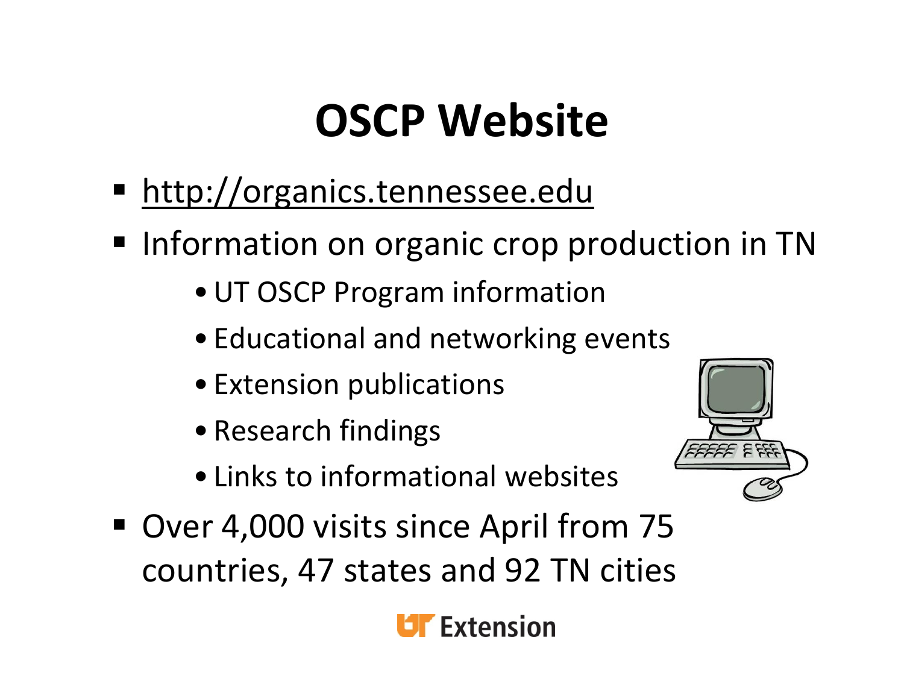# OSCP Website

- http://organics.tennessee.edu
- Information on organic crop production in TN
  - UT OSCP Program information
  - Educational and networking events
  - Extension publications
  - Research findings
  - Links to informational websites
- Over 4,000 visits since April from 75 countries, 47 states and 92 TN cities

UT Extension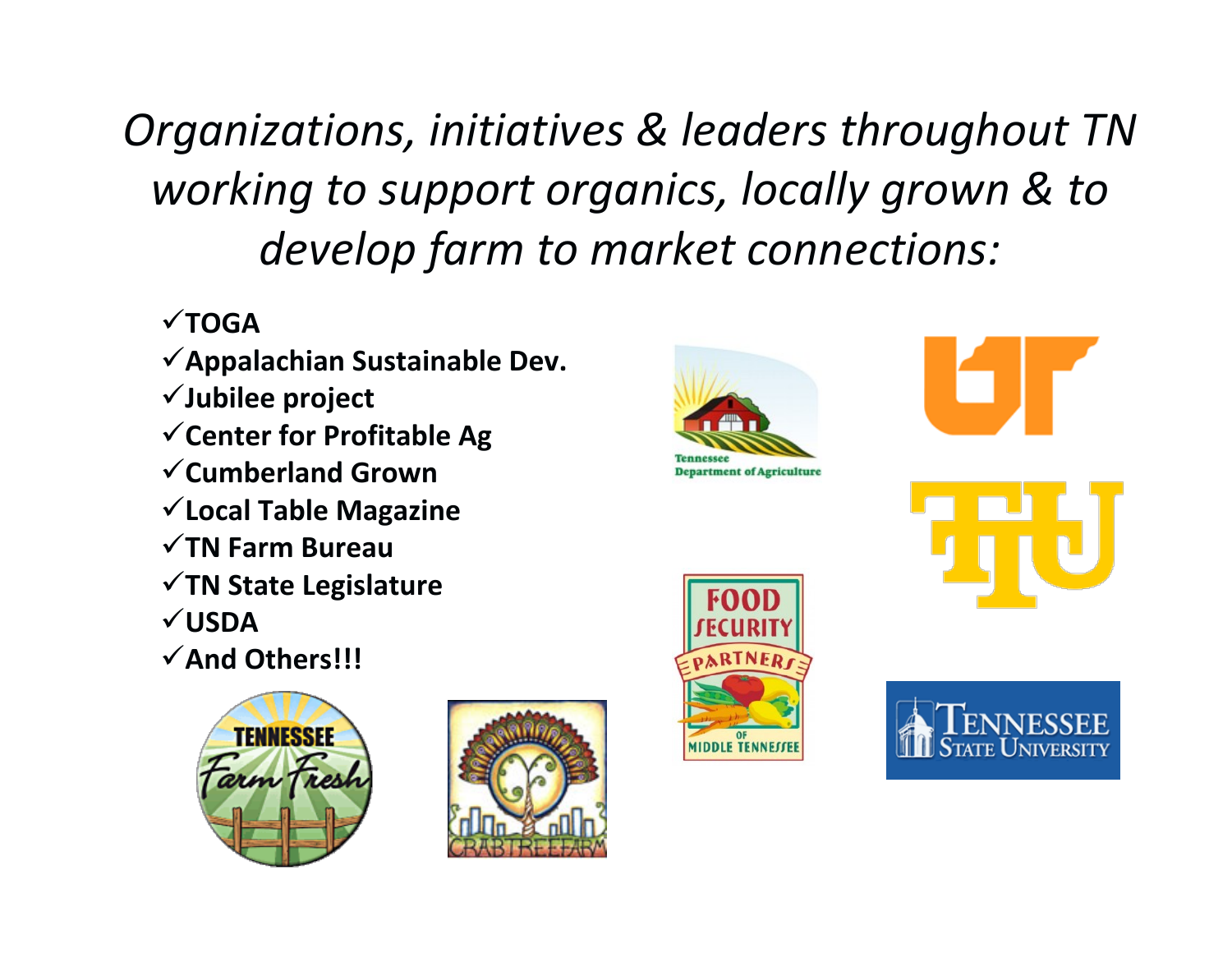*Organizations, initiatives & leaders throughout TN working to support organics, locally grown & to develop farm to market connections:*

- ✓**TOGA**
- ✓**Appalachian Sustainable Dev.**
- ✓**Jubilee project**
- ✓**Center for Profitable Ag**
- ✓**Cumberland Grown**
- ✓**Local Table Magazine**
- ✓**TN Farm Bureau**
- ✓**TN State Legislature**
- ✓**USDA**
- ✓**And Others!!!**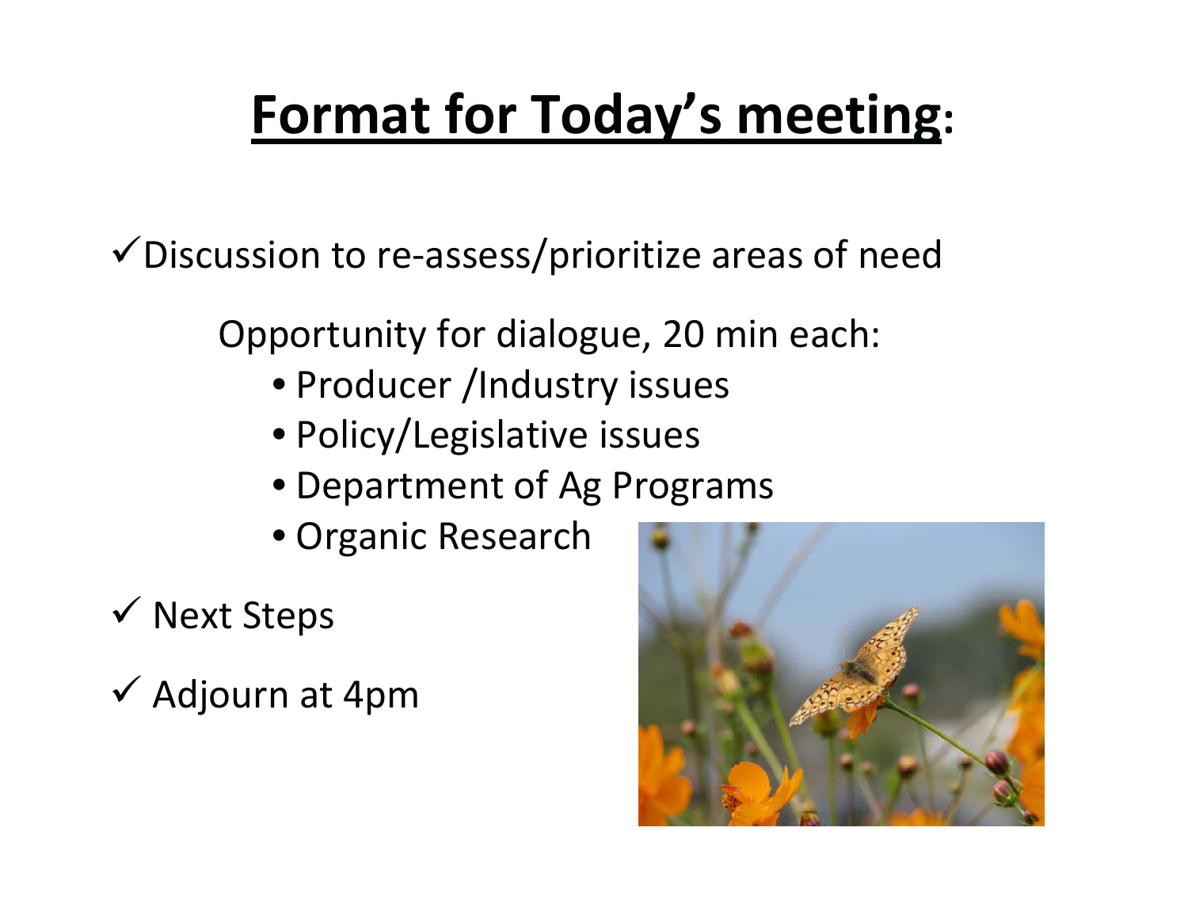# Format for Today's meeting:

✓ Discussion to re-assess/prioritize areas of need

Opportunity for dialogue, 20 min each:

- Producer /Industry issues
- Policy/Legislative issues
- Department of Ag Programs
- Organic Research

✓ Next Steps

✓ Adjourn at 4pm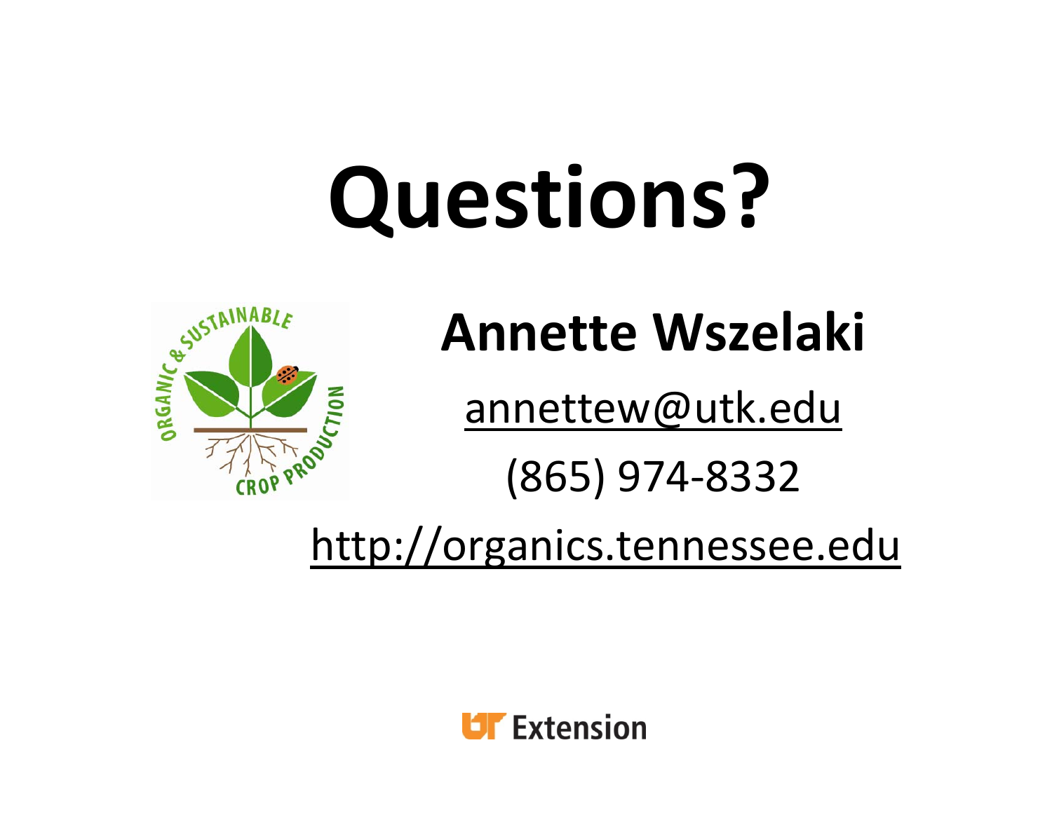# Questions?

## Annette Wszelaki

annettew@utk.edu

(865) 974-8332

http://organics.tennessee.edu